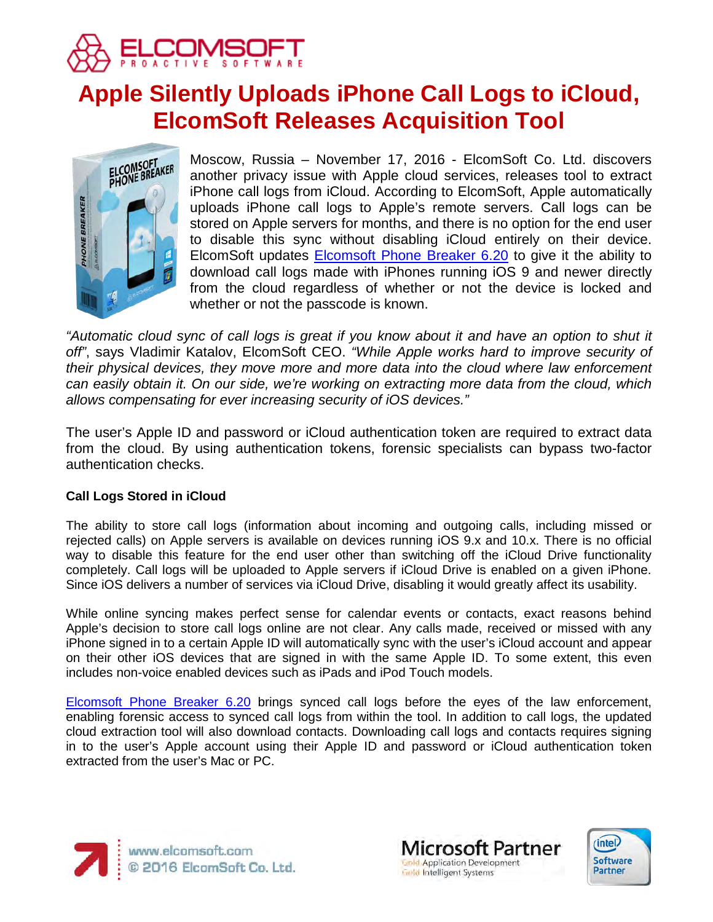# Apple Silently Uploads iPhone Call Logs to iCloud, ElcomSoft Releases Acquisition Tool

Moscow, Russia – November 17, 2016 - ElcomSoft Co. Ltd. discovers another privacy issue with Apple cloud services, releases tool to extract iPhone call logs from iCloud. According to ElcomSoft, Apple automatically uploads iPhone call logs to Apple's remote servers. Call logs can be stored on Apple servers for months, and there is no option for the end user to disable this sync without disabling iCloud entirely on their device. ElcomSoft updates Elcomsoft Phone Breaker 6.20 to give it the ability to download call logs made with iPhones running iOS 9 and newer directly from the cloud regardless of whether or not the device is locked and whether or not the passcode is known.

*"Automatic cloud sync of call logs is great if you know about it and have an option to shut it off"*, says Vladimir Katalov, ElcomSoft CEO. *"While Apple works hard to improve security of their physical devices, they move more and more data into the cloud where law enforcement can easily obtain it. On our side, we're working on extracting more data from the cloud, which allows compensating for ever increasing security of iOS devices."*

The user's Apple ID and password or iCloud authentication token are required to extract data from the cloud. By using authentication tokens, forensic specialists can bypass two-factor authentication checks.

**Call Logs Stored in iCloud**

The ability to store call logs (information about incoming and outgoing calls, including missed or rejected calls) on Apple servers is available on devices running iOS 9.x and 10.x. There is no official way to disable this feature for the end user other than switching off the iCloud Drive functionality completely. Call logs will be uploaded to Apple servers if iCloud Drive is enabled on a given iPhone. Since iOS delivers a number of services via iCloud Drive, disabling it would greatly affect its usability.

While online syncing makes perfect sense for calendar events or contacts, exact reasons behind Apple's decision to store call logs online are not clear. Any calls made, received or missed with any iPhone signed in to a certain Apple ID will automatically sync with the user's iCloud account and appear on their other iOS devices that are signed in with the same Apple ID. To some extent, this even includes non-voice enabled devices such as iPads and iPod Touch models.

Elcomsoft Phone Breaker 6.20 brings synced call logs before the eyes of the law enforcement, enabling forensic access to synced call logs from within the tool. In addition to call logs, the updated cloud extraction tool will also download contacts. Downloading call logs and contacts requires signing in to the user's Apple account using their Apple ID and password or iCloud authentication token extracted from the user's Mac or PC.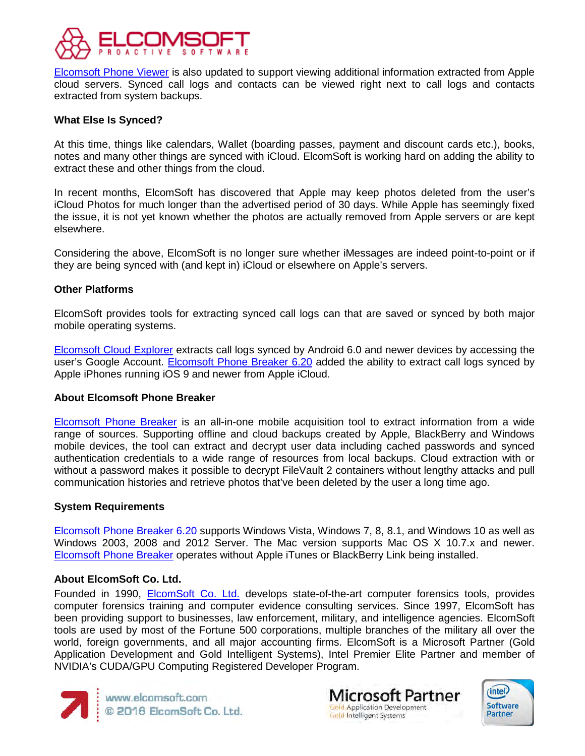Elcomsoft Phone Viewer is also updated to support viewing additional information extracted from Apple cloud servers. Synced call logs and contacts can be viewed right next to call logs and contacts extracted from system backups.

**What Else Is Synced?**

At this time, things like calendars, Wallet (boarding passes, payment and discount cards etc.), books, notes and many other things are synced with iCloud. ElcomSoft is working hard on adding the ability to extract these and other things from the cloud.

In recent months, ElcomSoft has discovered that Apple may keep photos deleted from the user's iCloud Photos for much longer than the advertised period of 30 days. While Apple has seemingly fixed the issue, it is not yet known whether the photos are actually removed from Apple servers or are kept elsewhere.

Considering the above, ElcomSoft is no longer sure whether iMessages are indeed point-to-point or if they are being synced with (and kept in) iCloud or elsewhere on Apple's servers.

**Other Platforms**

ElcomSoft provides tools for extracting synced call logs can that are saved or synced by both major mobile operating systems.

Elcomsoft Cloud Explorer extracts call logs synced by Android 6.0 and newer devices by accessing the user's Google Account. Elcomsoft Phone Breaker 6.20 added the ability to extract call logs synced by Apple iPhones running iOS 9 and newer from Apple iCloud.

**About Elcomsoft Phone Breaker**

Elcomsoft Phone Breaker is an all-in-one mobile acquisition tool to extract information from a wide range of sources. Supporting offline and cloud backups created by Apple, BlackBerry and Windows mobile devices, the tool can extract and decrypt user data including cached passwords and synced authentication credentials to a wide range of resources from local backups. Cloud extraction with or without a password makes it possible to decrypt FileVault 2 containers without lengthy attacks and pull communication histories and retrieve photos that've been deleted by the user a long time ago.

**System Requirements**

Elcomsoft Phone Breaker 6.20 supports Windows Vista, Windows 7, 8, 8.1, and Windows 10 as well as Windows 2003, 2008 and 2012 Server. The Mac version supports Mac OS X 10.7.x and newer. Elcomsoft Phone Breaker operates without Apple iTunes or BlackBerry Link being installed.

**About ElcomSoft Co. Ltd.**

Founded in 1990, ElcomSoft Co. Ltd. develops state-of-the-art computer forensics tools, provides computer forensics training and computer evidence consulting services. Since 1997, ElcomSoft has been providing support to businesses, law enforcement, military, and intelligence agencies. ElcomSoft tools are used by most of the Fortune 500 corporations, multiple branches of the military all over the world, foreign governments, and all major accounting firms. ElcomSoft is a Microsoft Partner (Gold Application Development and Gold Intelligent Systems), Intel Premier Elite Partner and member of NVIDIA's CUDA/GPU Computing Registered Developer Program.